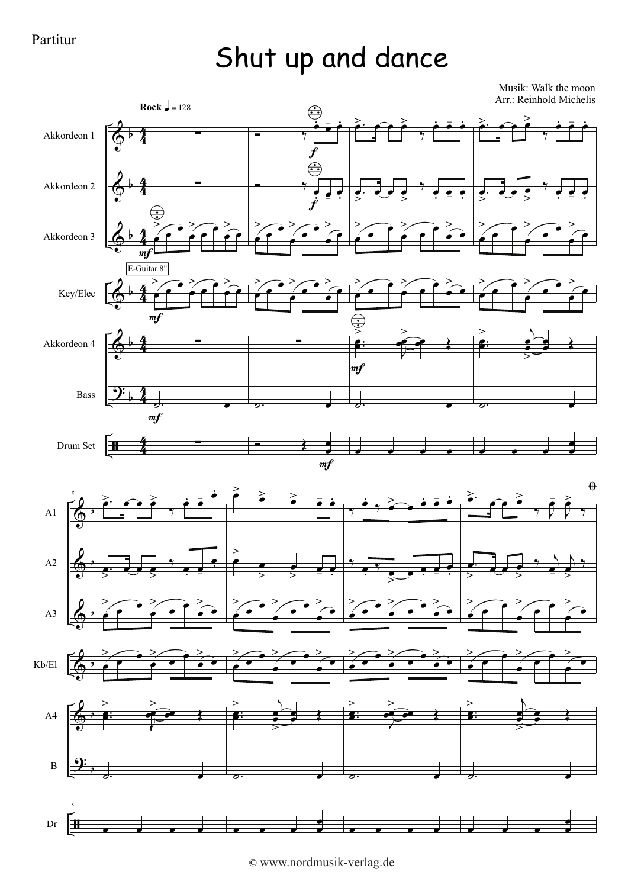Partitur

# Shut up and dance

Musik: Walk the moon
Arr.: Reinhold Michelis

Rock ♩ = 128

Akkordeon 1

Akkordeon 2

Akkordeon 3

E-Guitar 8"

Key/Elec

Akkordeon 4

Bass

Drum Set

A1

A2

A3

Kb/El

A4

B

Dr

© www.nordmusik-verlag.de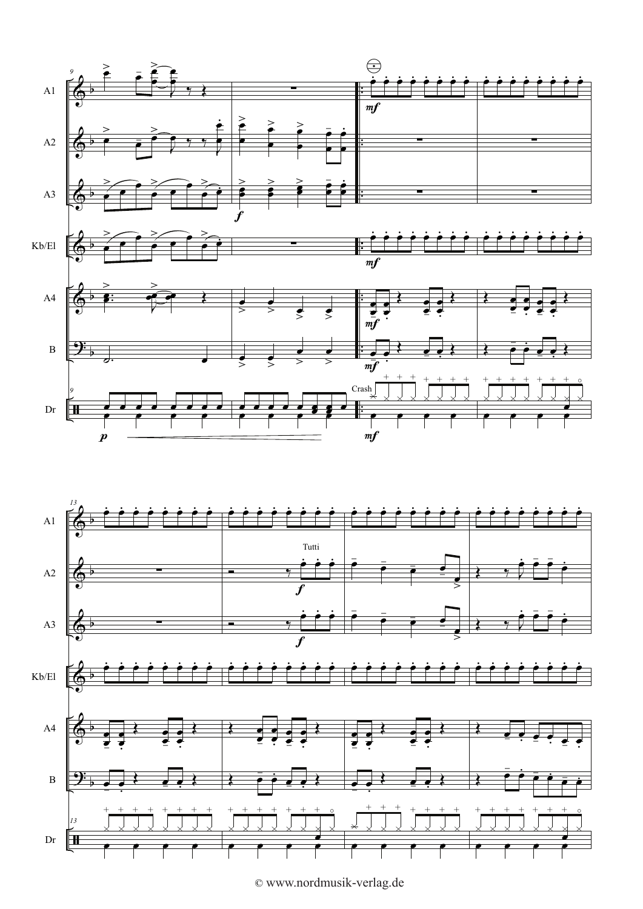A1

A2

A3

Kb/El

A4

B

Dr

Crash

Tutti

© www.nordmusik-verlag.de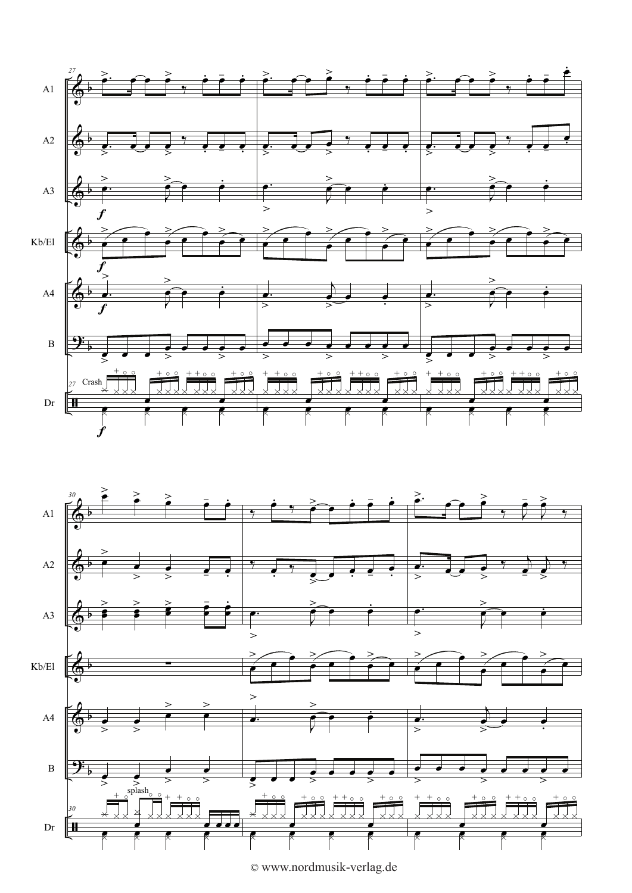© www.nordmusik-verlag.de